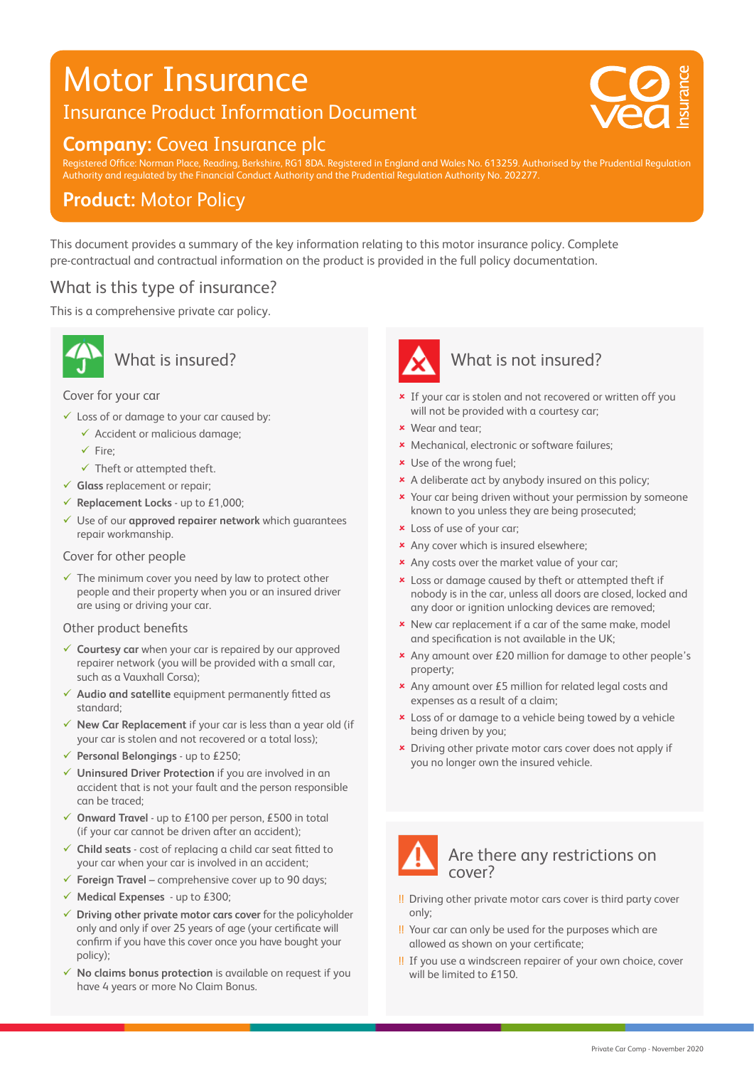# Motor Insurance

## Insurance Product Information Document

**Company:** Covea Insurance plc

Registered Office: Norman Place, Reading, Berkshire, RG1 8DA. Registered in England and Wales No. 613259. Authorised by the Prudential Regulation Authority and regulated by the Financial Conduct Authority and the Prudential Regulation Authority No. 202277.

**Product:** Motor Policy

This document provides a summary of the key information relating to this motor insurance policy. Complete pre-contractual and contractual information on the product is provided in the full policy documentation.

## What is this type of insurance?

This is a comprehensive private car policy.

## What is insured?

### Cover for your car

- ✓ Loss of or damage to your car caused by:
  - ✓ Accident or malicious damage;
  - ✓ Fire;
  - ✓ Theft or attempted theft.
- ✓ **Glass** replacement or repair;
- ✓ **Replacement Locks** - up to £1,000;
- ✓ Use of our **approved repairer network** which guarantees repair workmanship.

### Cover for other people

- ✓ The minimum cover you need by law to protect other people and their property when you or an insured driver are using or driving your car.

### Other product benefits

- ✓ **Courtesy car** when your car is repaired by our approved repairer network (you will be provided with a small car, such as a Vauxhall Corsa);
- ✓ **Audio and satellite** equipment permanently fitted as standard;
- ✓ **New Car Replacement** if your car is less than a year old (if your car is stolen and not recovered or a total loss);
- ✓ **Personal Belongings** - up to £250;
- ✓ **Uninsured Driver Protection** if you are involved in an accident that is not your fault and the person responsible can be traced;
- ✓ **Onward Travel** - up to £100 per person, £500 in total (if your car cannot be driven after an accident);
- ✓ **Child seats** - cost of replacing a child car seat fitted to your car when your car is involved in an accident;
- ✓ **Foreign Travel** – comprehensive cover up to 90 days;
- ✓ **Medical Expenses** - up to £300;
- ✓ **Driving other private motor cars cover** for the policyholder only and only if over 25 years of age (your certificate will confirm if you have this cover once you have bought your policy);
- ✓ **No claims bonus protection** is available on request if you have 4 years or more No Claim Bonus.

## What is not insured?

- × If your car is stolen and not recovered or written off you will not be provided with a courtesy car;
- × Wear and tear;
- × Mechanical, electronic or software failures;
- × Use of the wrong fuel;
- × A deliberate act by anybody insured on this policy;
- × Your car being driven without your permission by someone known to you unless they are being prosecuted;
- × Loss of use of your car;
- × Any cover which is insured elsewhere;
- × Any costs over the market value of your car;
- × Loss or damage caused by theft or attempted theft if nobody is in the car, unless all doors are closed, locked and any door or ignition unlocking devices are removed;
- × New car replacement if a car of the same make, model and specification is not available in the UK;
- × Any amount over £20 million for damage to other people's property;
- × Any amount over £5 million for related legal costs and expenses as a result of a claim;
- × Loss of or damage to a vehicle being towed by a vehicle being driven by you;
- × Driving other private motor cars cover does not apply if you no longer own the insured vehicle.

## Are there any restrictions on cover?

- !! Driving other private motor cars cover is third party cover only;
- !! Your car can only be used for the purposes which are allowed as shown on your certificate;
- !! If you use a windscreen repairer of your own choice, cover will be limited to £150.

Private Car Comp - November 2020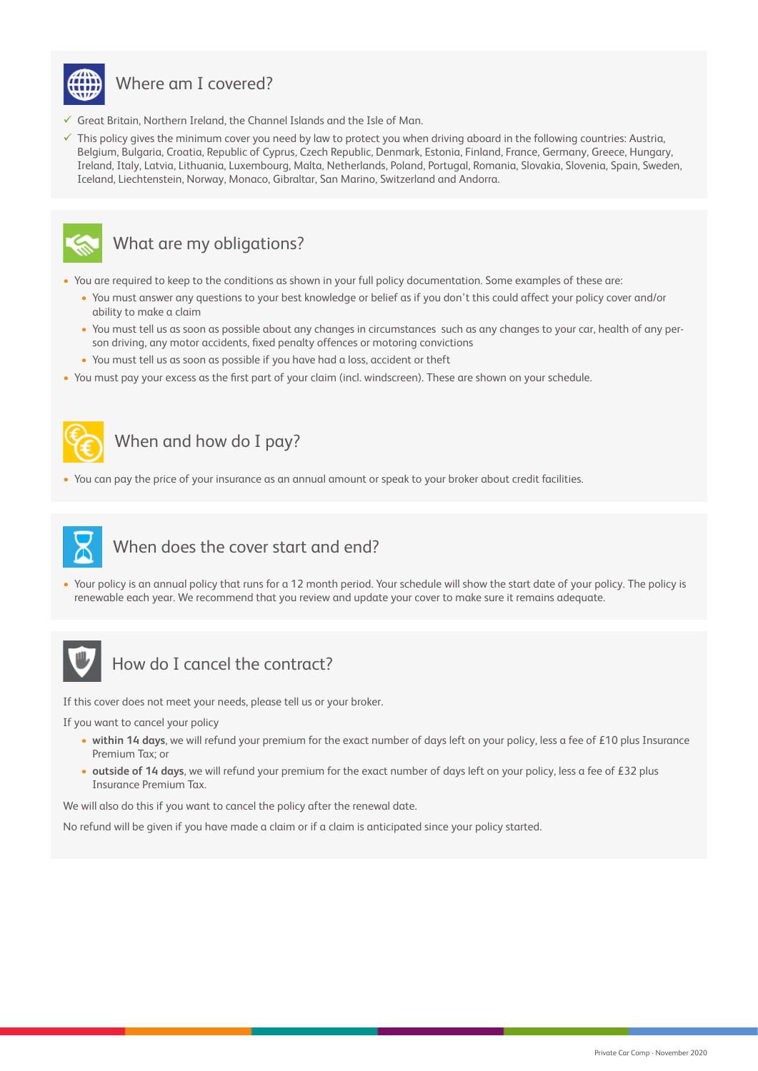## Where am I covered?

- ✓ Great Britain, Northern Ireland, the Channel Islands and the Isle of Man.
- ✓ This policy gives the minimum cover you need by law to protect you when driving aboard in the following countries: Austria, Belgium, Bulgaria, Croatia, Republic of Cyprus, Czech Republic, Denmark, Estonia, Finland, France, Germany, Greece, Hungary, Ireland, Italy, Latvia, Lithuania, Luxembourg, Malta, Netherlands, Poland, Portugal, Romania, Slovakia, Slovenia, Spain, Sweden, Iceland, Liechtenstein, Norway, Monaco, Gibraltar, San Marino, Switzerland and Andorra.

## What are my obligations?

- You are required to keep to the conditions as shown in your full policy documentation. Some examples of these are:
  - You must answer any questions to your best knowledge or belief as if you don't this could affect your policy cover and/or ability to make a claim
  - You must tell us as soon as possible about any changes in circumstances such as any changes to your car, health of any person driving, any motor accidents, fixed penalty offences or motoring convictions
  - You must tell us as soon as possible if you have had a loss, accident or theft
- You must pay your excess as the first part of your claim (incl. windscreen). These are shown on your schedule.

## When and how do I pay?

- You can pay the price of your insurance as an annual amount or speak to your broker about credit facilities.

## When does the cover start and end?

- Your policy is an annual policy that runs for a 12 month period. Your schedule will show the start date of your policy. The policy is renewable each year. We recommend that you review and update your cover to make sure it remains adequate.

## How do I cancel the contract?

If this cover does not meet your needs, please tell us or your broker.

If you want to cancel your policy

- **within 14 days**, we will refund your premium for the exact number of days left on your policy, less a fee of £10 plus Insurance Premium Tax; or
- **outside of 14 days**, we will refund your premium for the exact number of days left on your policy, less a fee of £32 plus Insurance Premium Tax.

We will also do this if you want to cancel the policy after the renewal date.

No refund will be given if you have made a claim or if a claim is anticipated since your policy started.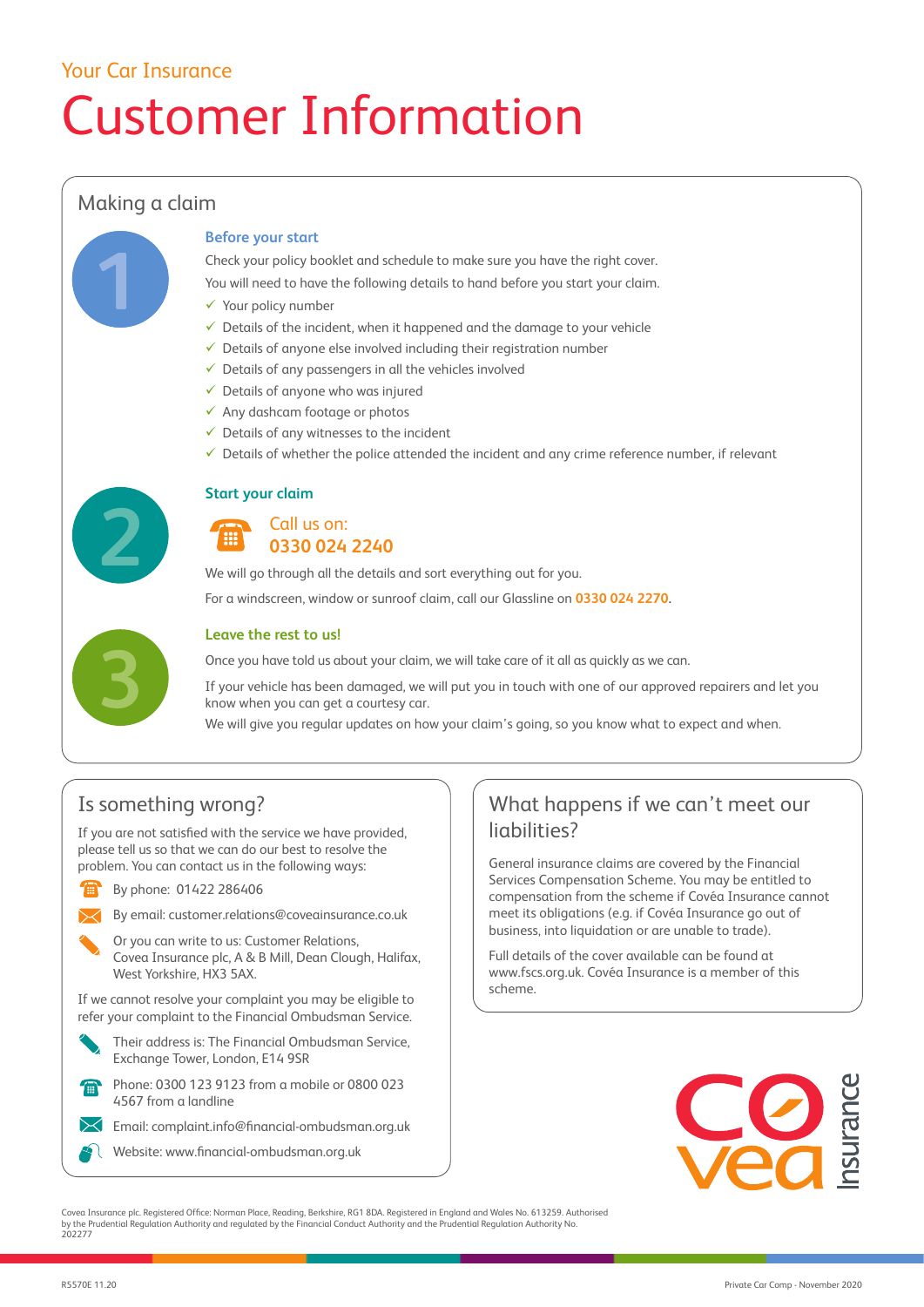Your Car Insurance

# Customer Information

## Making a claim

**1**

### Before your start

Check your policy booklet and schedule to make sure you have the right cover.

You will need to have the following details to hand before you start your claim.

- ✓ Your policy number
- ✓ Details of the incident, when it happened and the damage to your vehicle
- ✓ Details of anyone else involved including their registration number
- ✓ Details of any passengers in all the vehicles involved
- ✓ Details of anyone who was injured
- ✓ Any dashcam footage or photos
- ✓ Details of any witnesses to the incident
- ✓ Details of whether the police attended the incident and any crime reference number, if relevant

**2**

### Start your claim

Call us on:
**0330 024 2240**

We will go through all the details and sort everything out for you.

For a windscreen, window or sunroof claim, call our Glassline on **0330 024 2270**.

**3**

### Leave the rest to us!

Once you have told us about your claim, we will take care of it all as quickly as we can.

If your vehicle has been damaged, we will put you in touch with one of our approved repairers and let you know when you can get a courtesy car.

We will give you regular updates on how your claim's going, so you know what to expect and when.

## Is something wrong?

If you are not satisfied with the service we have provided, please tell us so that we can do our best to resolve the problem. You can contact us in the following ways:

- By phone: 01422 286406
- By email: customer.relations@coveainsurance.co.uk
- Or you can write to us: Customer Relations, Covea Insurance plc, A & B Mill, Dean Clough, Halifax, West Yorkshire, HX3 5AX.

If we cannot resolve your complaint you may be eligible to refer your complaint to the Financial Ombudsman Service.

- Their address is: The Financial Ombudsman Service, Exchange Tower, London, E14 9SR
- Phone: 0300 123 9123 from a mobile or 0800 023 4567 from a landline
- Email: complaint.info@financial-ombudsman.org.uk
- Website: www.financial-ombudsman.org.uk

## What happens if we can't meet our liabilities?

General insurance claims are covered by the Financial Services Compensation Scheme. You may be entitled to compensation from the scheme if Covéa Insurance cannot meet its obligations (e.g. if Covéa Insurance go out of business, into liquidation or are unable to trade).

Full details of the cover available can be found at www.fscs.org.uk. Covéa Insurance is a member of this scheme.

covea Insurance

Covea Insurance plc. Registered Office: Norman Place, Reading, Berkshire, RG1 8DA. Registered in England and Wales No. 613259. Authorised by the Prudential Regulation Authority and regulated by the Financial Conduct Authority and the Prudential Regulation Authority No. 202277

R5570E 11.20

Private Car Comp - November 2020